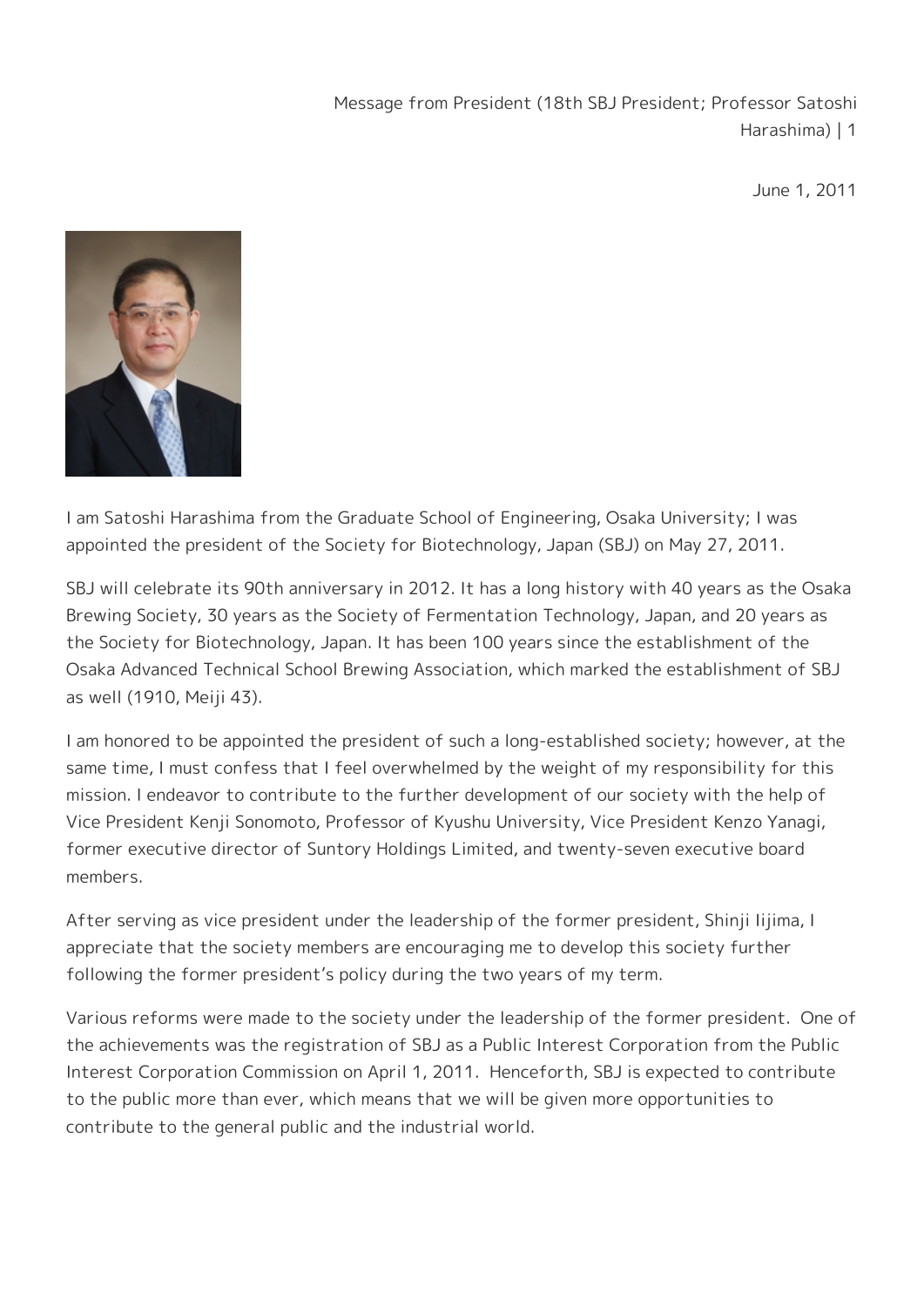# Message from President (18th SBJ President; Professor Satoshi Harashima)

June 1, 2011

I am Satoshi Harashima from the Graduate School of Engineering, Osaka University; I was appointed the president of the Society for Biotechnology, Japan (SBJ) on May 27, 2011.

SBJ will celebrate its 90th anniversary in 2012. It has a long history with 40 years as the Osaka Brewing Society, 30 years as the Society of Fermentation Technology, Japan, and 20 years as the Society for Biotechnology, Japan. It has been 100 years since the establishment of the Osaka Advanced Technical School Brewing Association, which marked the establishment of SBJ as well (1910, Meiji 43).

I am honored to be appointed the president of such a long-established society; however, at the same time, I must confess that I feel overwhelmed by the weight of my responsibility for this mission. I endeavor to contribute to the further development of our society with the help of Vice President Kenji Sonomoto, Professor of Kyushu University, Vice President Kenzo Yanagi, former executive director of Suntory Holdings Limited, and twenty-seven executive board members.

After serving as vice president under the leadership of the former president, Shinji Iijima, I appreciate that the society members are encouraging me to develop this society further following the former president's policy during the two years of my term.

Various reforms were made to the society under the leadership of the former president. One of the achievements was the registration of SBJ as a Public Interest Corporation from the Public Interest Corporation Commission on April 1, 2011. Henceforth, SBJ is expected to contribute to the public more than ever, which means that we will be given more opportunities to contribute to the general public and the industrial world.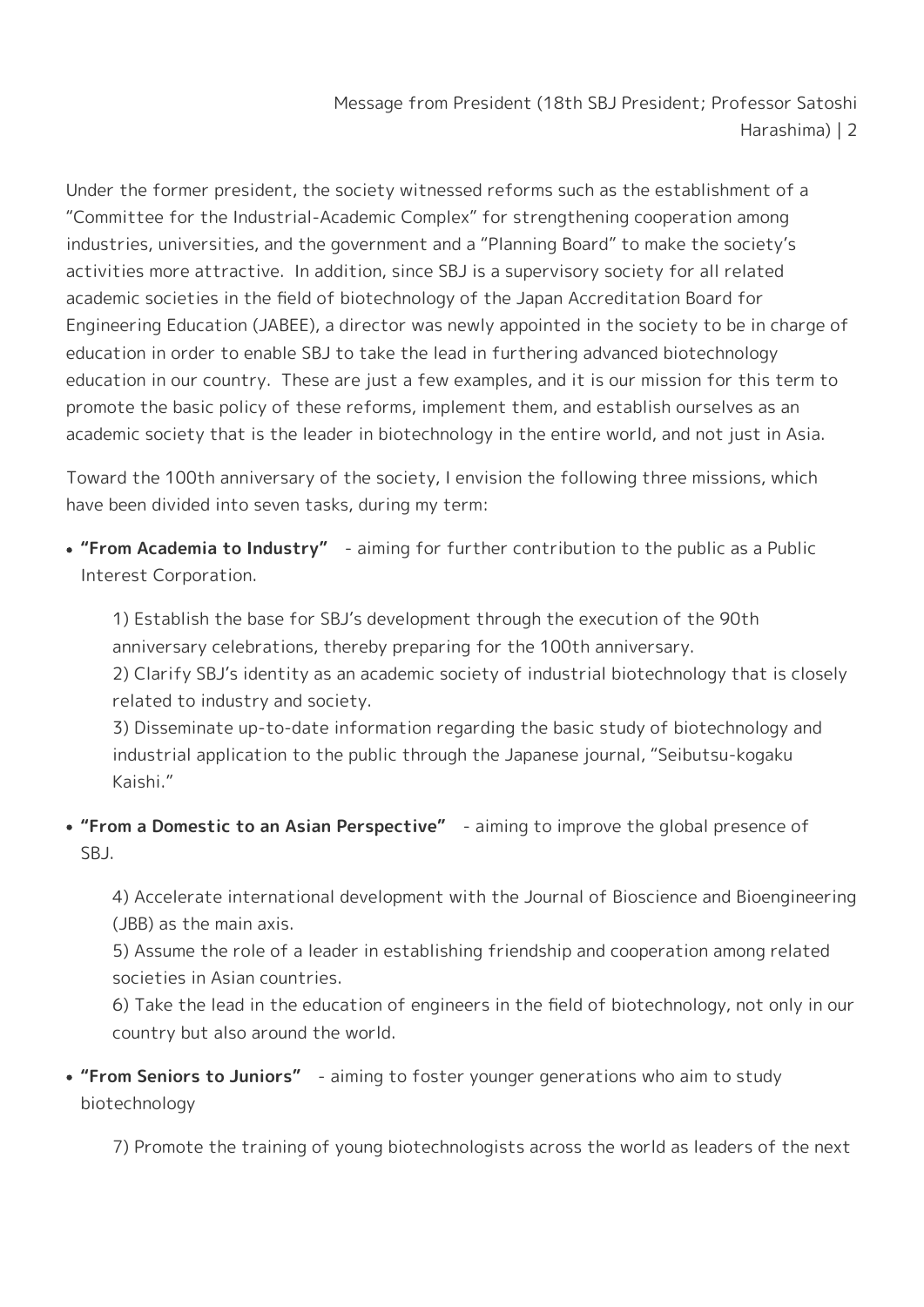Under the former president, the society witnessed reforms such as the establishment of a "Committee for the Industrial-Academic Complex" for strengthening cooperation among industries, universities, and the government and a "Planning Board" to make the society's activities more attractive. In addition, since SBJ is a supervisory society for all related academic societies in the field of biotechnology of the Japan Accreditation Board for Engineering Education (JABEE), a director was newly appointed in the society to be in charge of education in order to enable SBJ to take the lead in furthering advanced biotechnology education in our country. These are just a few examples, and it is our mission for this term to promote the basic policy of these reforms, implement them, and establish ourselves as an academic society that is the leader in biotechnology in the entire world, and not just in Asia.

Toward the 100th anniversary of the society, I envision the following three missions, which have been divided into seven tasks, during my term:

- **"From Academia to Industry"** - aiming for further contribution to the public as a Public Interest Corporation.

  1) Establish the base for SBJ's development through the execution of the 90th anniversary celebrations, thereby preparing for the 100th anniversary.
  2) Clarify SBJ's identity as an academic society of industrial biotechnology that is closely related to industry and society.
  3) Disseminate up-to-date information regarding the basic study of biotechnology and industrial application to the public through the Japanese journal, "Seibutsu-kogaku Kaishi."

- **"From a Domestic to an Asian Perspective"** - aiming to improve the global presence of SBJ.

  4) Accelerate international development with the Journal of Bioscience and Bioengineering (JBB) as the main axis.
  5) Assume the role of a leader in establishing friendship and cooperation among related societies in Asian countries.
  6) Take the lead in the education of engineers in the field of biotechnology, not only in our country but also around the world.

- **"From Seniors to Juniors"** - aiming to foster younger generations who aim to study biotechnology

  7) Promote the training of young biotechnologists across the world as leaders of the next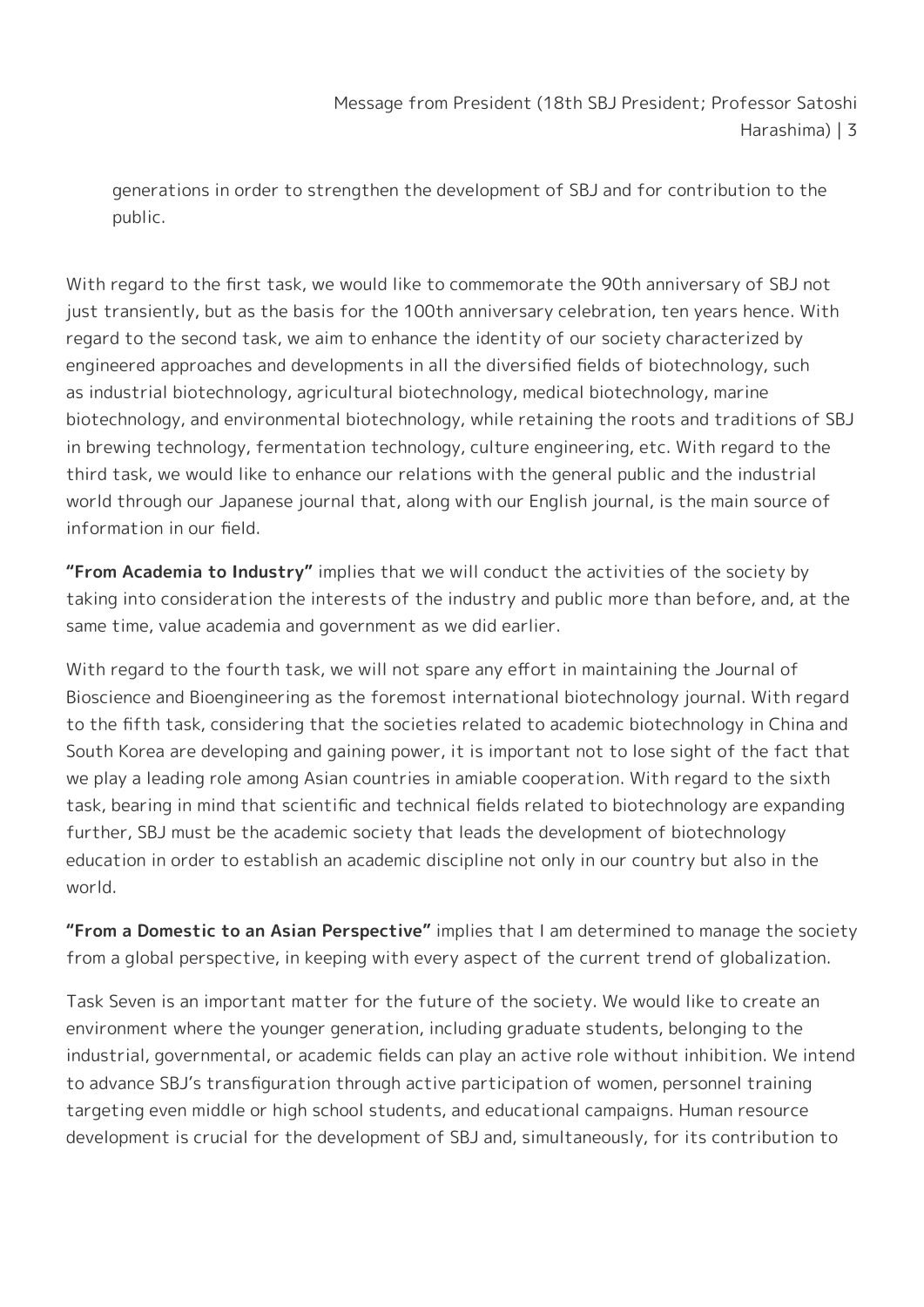generations in order to strengthen the development of SBJ and for contribution to the public.

With regard to the first task, we would like to commemorate the 90th anniversary of SBJ not just transiently, but as the basis for the 100th anniversary celebration, ten years hence. With regard to the second task, we aim to enhance the identity of our society characterized by engineered approaches and developments in all the diversified fields of biotechnology, such as industrial biotechnology, agricultural biotechnology, medical biotechnology, marine biotechnology, and environmental biotechnology, while retaining the roots and traditions of SBJ in brewing technology, fermentation technology, culture engineering, etc. With regard to the third task, we would like to enhance our relations with the general public and the industrial world through our Japanese journal that, along with our English journal, is the main source of information in our field.

**"From Academia to Industry"** implies that we will conduct the activities of the society by taking into consideration the interests of the industry and public more than before, and, at the same time, value academia and government as we did earlier.

With regard to the fourth task, we will not spare any effort in maintaining the Journal of Bioscience and Bioengineering as the foremost international biotechnology journal. With regard to the fifth task, considering that the societies related to academic biotechnology in China and South Korea are developing and gaining power, it is important not to lose sight of the fact that we play a leading role among Asian countries in amiable cooperation. With regard to the sixth task, bearing in mind that scientific and technical fields related to biotechnology are expanding further, SBJ must be the academic society that leads the development of biotechnology education in order to establish an academic discipline not only in our country but also in the world.

**"From a Domestic to an Asian Perspective"** implies that I am determined to manage the society from a global perspective, in keeping with every aspect of the current trend of globalization.

Task Seven is an important matter for the future of the society. We would like to create an environment where the younger generation, including graduate students, belonging to the industrial, governmental, or academic fields can play an active role without inhibition. We intend to advance SBJ's transfiguration through active participation of women, personnel training targeting even middle or high school students, and educational campaigns. Human resource development is crucial for the development of SBJ and, simultaneously, for its contribution to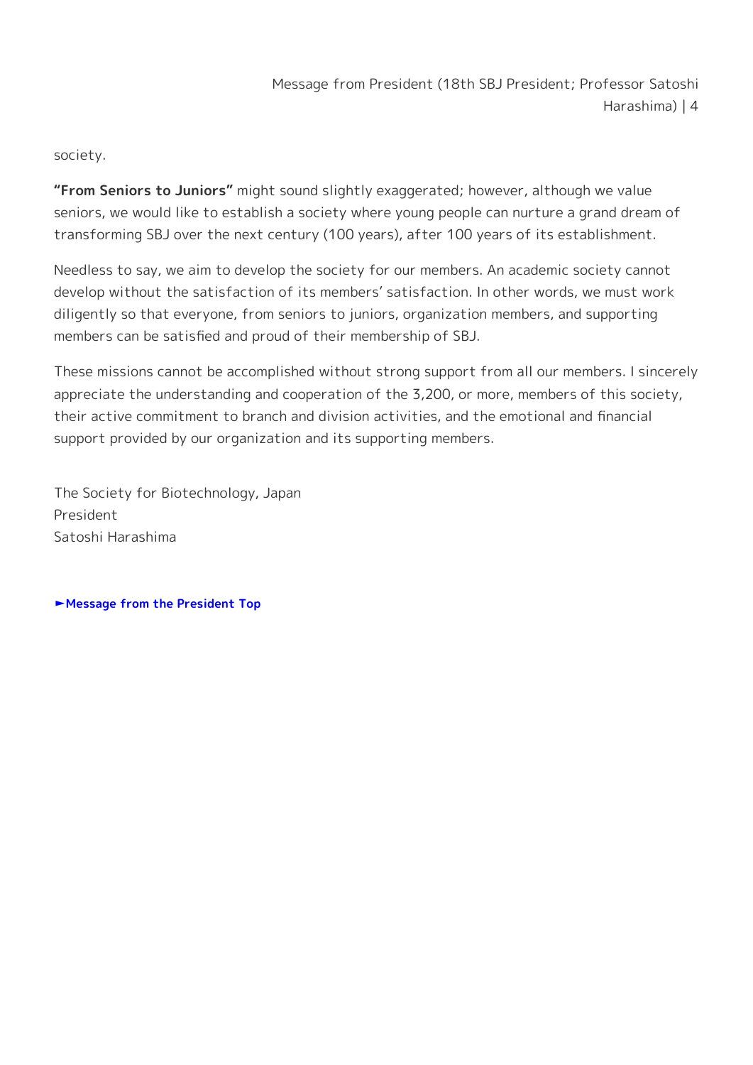society.

**"From Seniors to Juniors"** might sound slightly exaggerated; however, although we value seniors, we would like to establish a society where young people can nurture a grand dream of transforming SBJ over the next century (100 years), after 100 years of its establishment.

Needless to say, we aim to develop the society for our members. An academic society cannot develop without the satisfaction of its members' satisfaction. In other words, we must work diligently so that everyone, from seniors to juniors, organization members, and supporting members can be satisfied and proud of their membership of SBJ.

These missions cannot be accomplished without strong support from all our members. I sincerely appreciate the understanding and cooperation of the 3,200, or more, members of this society, their active commitment to branch and division activities, and the emotional and financial support provided by our organization and its supporting members.

The Society for Biotechnology, Japan
President
Satoshi Harashima

**►Message from the President Top**